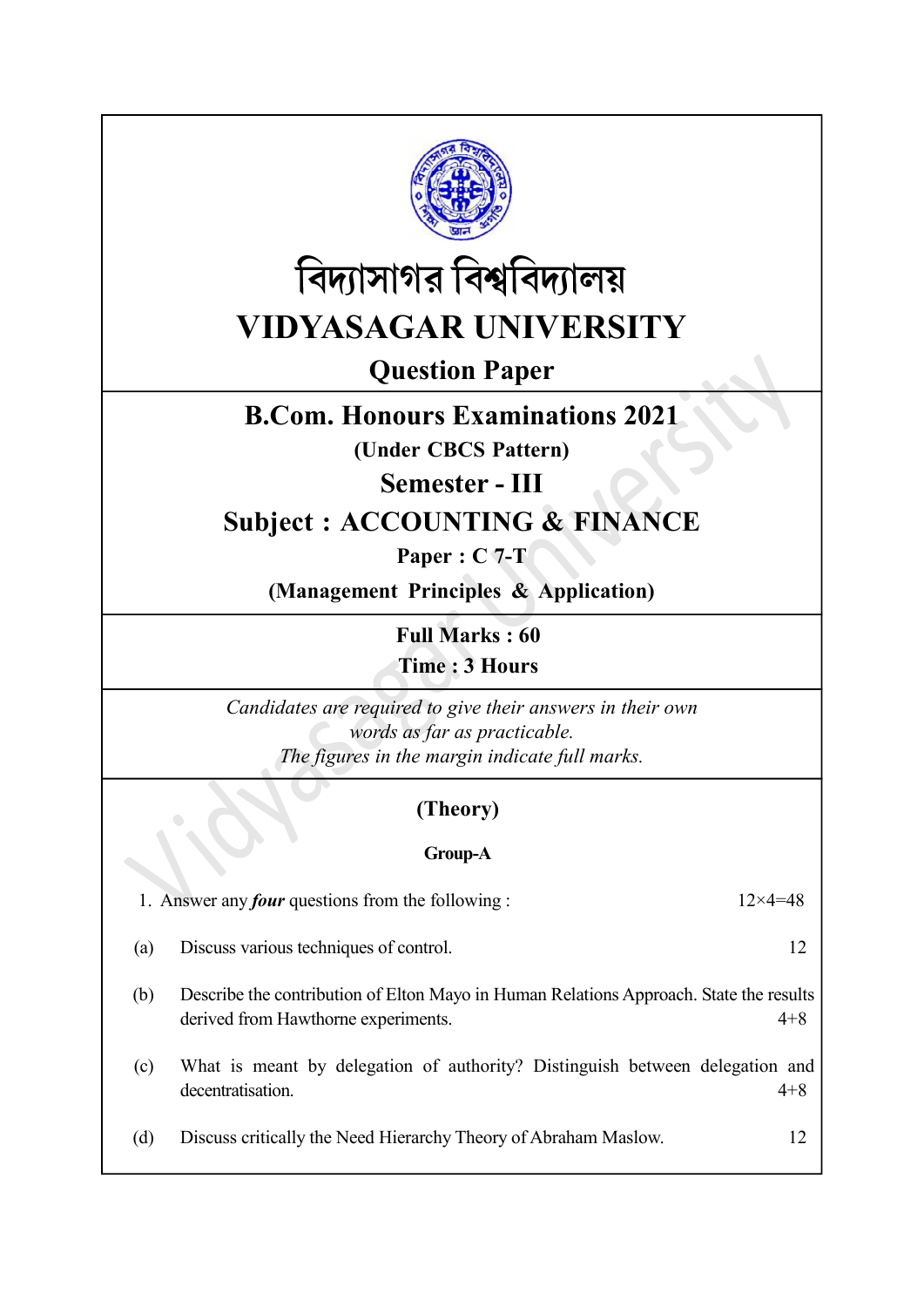# বিদ্যাসাগর বিশ্ববিদ্যালয়

# VIDYASAGAR UNIVERSITY

## Question Paper

## B.Com. Honours Examinations 2021

**(Under CBCS Pattern)**

## Semester - III

## Subject : ACCOUNTING & FINANCE

**Paper : C 7-T**

**(Management Principles & Application)**

**Full Marks : 60**

**Time : 3 Hours**

*Candidates are required to give their answers in their own words as far as practicable.*

*The figures in the margin indicate full marks.*

### (Theory)

#### Group-A

1. Answer any ***four*** questions from the following : 12×4=48

(a) Discuss various techniques of control. 12

(b) Describe the contribution of Elton Mayo in Human Relations Approach. State the results derived from Hawthorne experiments. 4+8

(c) What is meant by delegation of authority? Distinguish between delegation and decentralisation. 4+8

(d) Discuss critically the Need Hierarchy Theory of Abraham Maslow. 12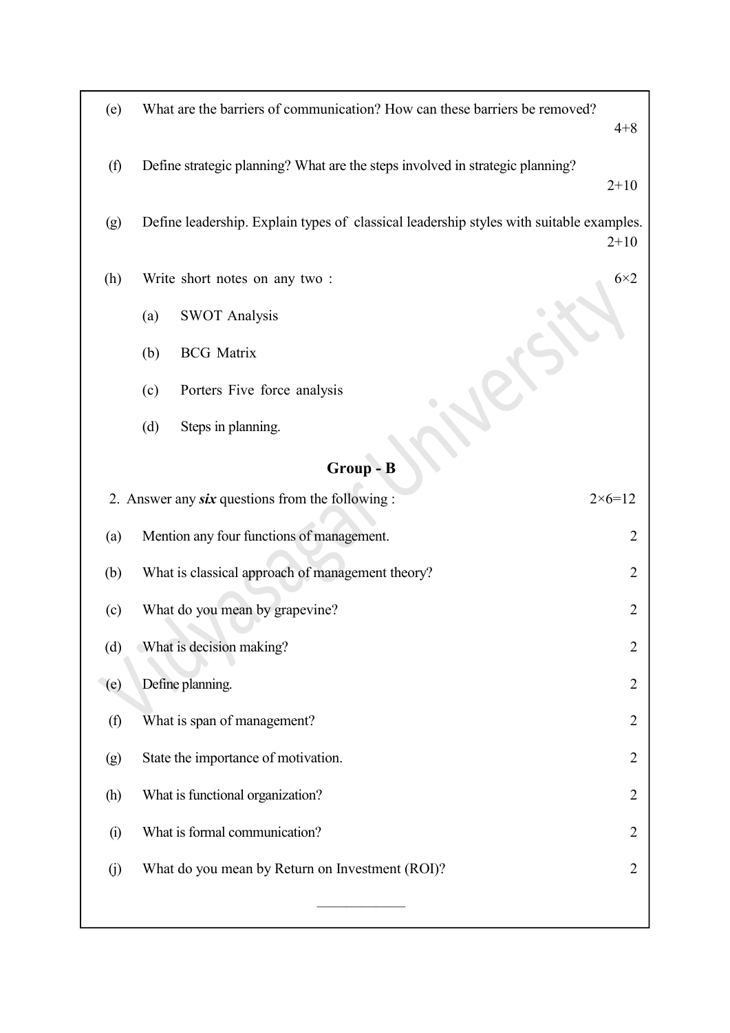(e) What are the barriers of communication? How can these barriers be removed? 4+8

(f) Define strategic planning? What are the steps involved in strategic planning? 2+10

(g) Define leadership. Explain types of classical leadership styles with suitable examples. 2+10

(h) Write short notes on any two : 6×2

(a) SWOT Analysis

(b) BCG Matrix

(c) Porters Five force analysis

(d) Steps in planning.

## Group - B

2. Answer any ***six*** questions from the following : 2×6=12

(a) Mention any four functions of management. 2

(b) What is classical approach of management theory? 2

(c) What do you mean by grapevine? 2

(d) What is decision making? 2

(e) Define planning. 2

(f) What is span of management? 2

(g) State the importance of motivation. 2

(h) What is functional organization? 2

(i) What is formal communication? 2

(j) What do you mean by Return on Investment (ROI)? 2